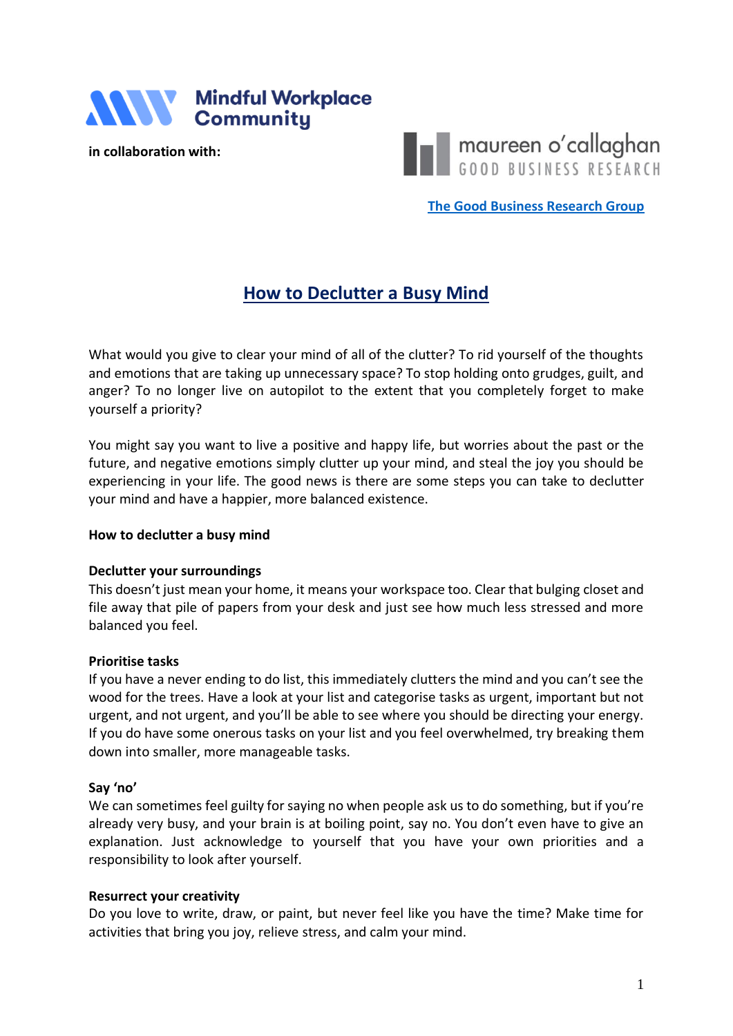Mindful Workplace Community

**in collaboration with:**

maureen o'callaghan GOOD BUSINESS RESEARCH

[The Good Business Research Group](#)

# How to Declutter a Busy Mind

What would you give to clear your mind of all of the clutter? To rid yourself of the thoughts and emotions that are taking up unnecessary space? To stop holding onto grudges, guilt, and anger? To no longer live on autopilot to the extent that you completely forget to make yourself a priority?

You might say you want to live a positive and happy life, but worries about the past or the future, and negative emotions simply clutter up your mind, and steal the joy you should be experiencing in your life. The good news is there are some steps you can take to declutter your mind and have a happier, more balanced existence.

**How to declutter a busy mind**

**Declutter your surroundings**
This doesn't just mean your home, it means your workspace too. Clear that bulging closet and file away that pile of papers from your desk and just see how much less stressed and more balanced you feel.

**Prioritise tasks**
If you have a never ending to do list, this immediately clutters the mind and you can't see the wood for the trees. Have a look at your list and categorise tasks as urgent, important but not urgent, and not urgent, and you'll be able to see where you should be directing your energy. If you do have some onerous tasks on your list and you feel overwhelmed, try breaking them down into smaller, more manageable tasks.

**Say 'no'**
We can sometimes feel guilty for saying no when people ask us to do something, but if you're already very busy, and your brain is at boiling point, say no. You don't even have to give an explanation. Just acknowledge to yourself that you have your own priorities and a responsibility to look after yourself.

**Resurrect your creativity**
Do you love to write, draw, or paint, but never feel like you have the time? Make time for activities that bring you joy, relieve stress, and calm your mind.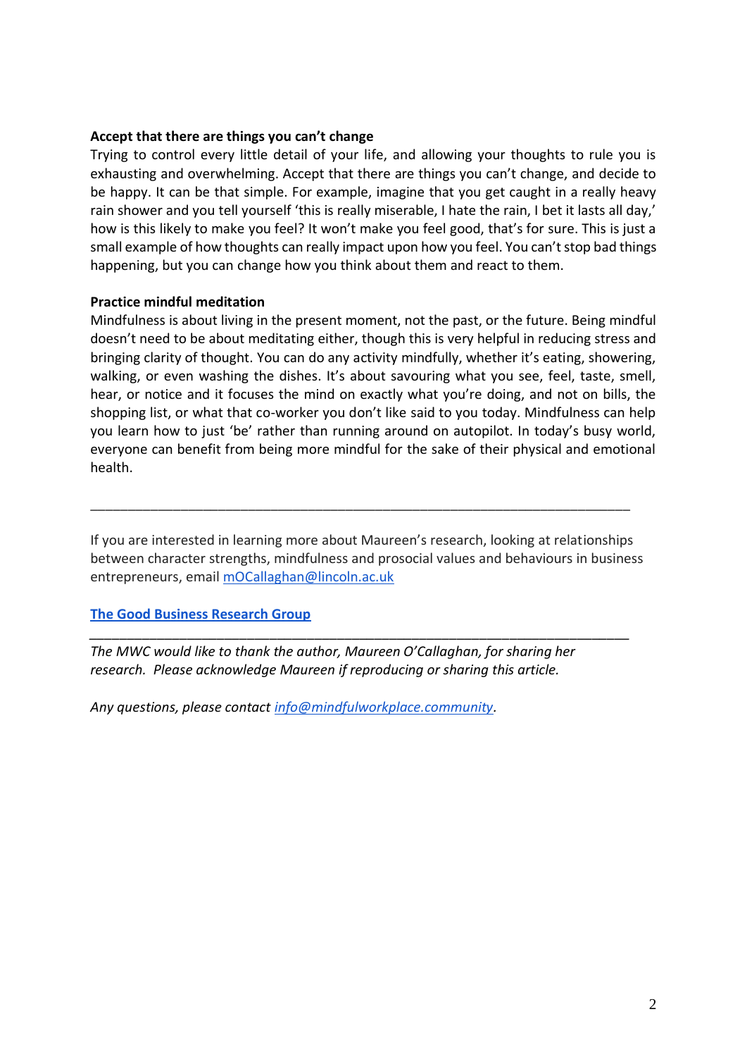**Accept that there are things you can't change**

Trying to control every little detail of your life, and allowing your thoughts to rule you is exhausting and overwhelming. Accept that there are things you can't change, and decide to be happy. It can be that simple. For example, imagine that you get caught in a really heavy rain shower and you tell yourself 'this is really miserable, I hate the rain, I bet it lasts all day,' how is this likely to make you feel? It won't make you feel good, that's for sure. This is just a small example of how thoughts can really impact upon how you feel. You can't stop bad things happening, but you can change how you think about them and react to them.

**Practice mindful meditation**

Mindfulness is about living in the present moment, not the past, or the future. Being mindful doesn't need to be about meditating either, though this is very helpful in reducing stress and bringing clarity of thought. You can do any activity mindfully, whether it's eating, showering, walking, or even washing the dishes. It's about savouring what you see, feel, taste, smell, hear, or notice and it focuses the mind on exactly what you're doing, and not on bills, the shopping list, or what that co-worker you don't like said to you today. Mindfulness can help you learn how to just 'be' rather than running around on autopilot. In today's busy world, everyone can benefit from being more mindful for the sake of their physical and emotional health.

---

If you are interested in learning more about Maureen's research, looking at relationships between character strengths, mindfulness and prosocial values and behaviours in business entrepreneurs, email mOCallaghan@lincoln.ac.uk

**The Good Business Research Group**

---

*The MWC would like to thank the author, Maureen O'Callaghan, for sharing her research. Please acknowledge Maureen if reproducing or sharing this article.*

*Any questions, please contact info@mindfulworkplace.community.*